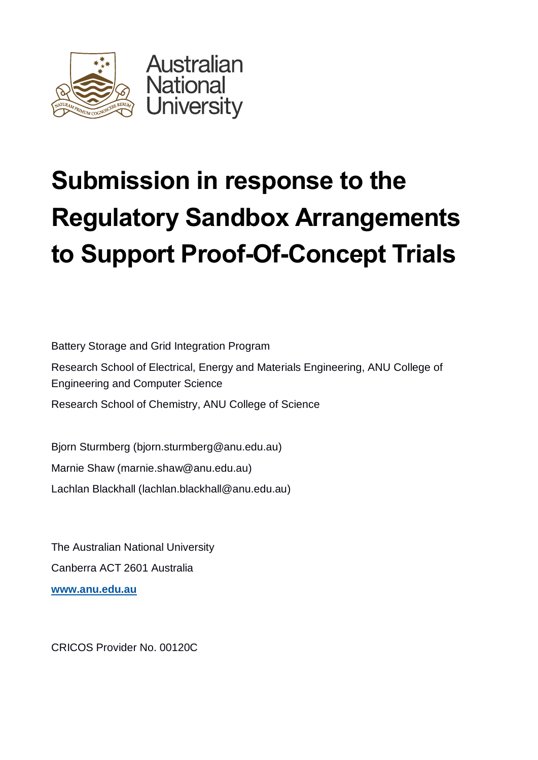Australian National University

# Submission in response to the Regulatory Sandbox Arrangements to Support Proof-Of-Concept Trials

Battery Storage and Grid Integration Program

Research School of Electrical, Energy and Materials Engineering, ANU College of Engineering and Computer Science

Research School of Chemistry, ANU College of Science

Bjorn Sturmberg (bjorn.sturmberg@anu.edu.au)

Marnie Shaw (marnie.shaw@anu.edu.au)

Lachlan Blackhall (lachlan.blackhall@anu.edu.au)

The Australian National University

Canberra ACT 2601 Australia

**[www.anu.edu.au](http://www.anu.edu.au)**

CRICOS Provider No. 00120C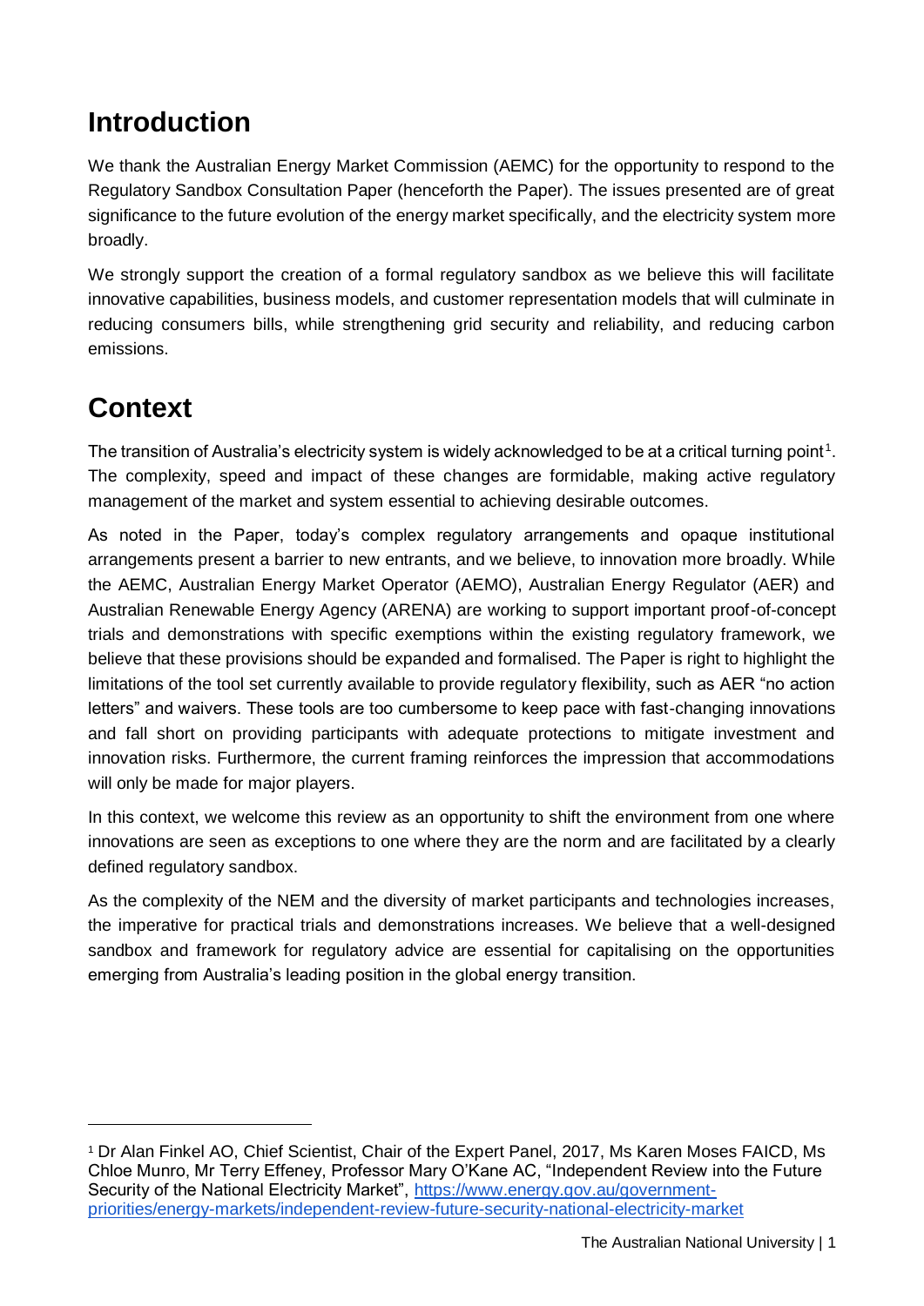# Introduction

We thank the Australian Energy Market Commission (AEMC) for the opportunity to respond to the Regulatory Sandbox Consultation Paper (henceforth the Paper). The issues presented are of great significance to the future evolution of the energy market specifically, and the electricity system more broadly.

We strongly support the creation of a formal regulatory sandbox as we believe this will facilitate innovative capabilities, business models, and customer representation models that will culminate in reducing consumers bills, while strengthening grid security and reliability, and reducing carbon emissions.

# Context

The transition of Australia's electricity system is widely acknowledged to be at a critical turning point[1]. The complexity, speed and impact of these changes are formidable, making active regulatory management of the market and system essential to achieving desirable outcomes.

As noted in the Paper, today's complex regulatory arrangements and opaque institutional arrangements present a barrier to new entrants, and we believe, to innovation more broadly. While the AEMC, Australian Energy Market Operator (AEMO), Australian Energy Regulator (AER) and Australian Renewable Energy Agency (ARENA) are working to support important proof-of-concept trials and demonstrations with specific exemptions within the existing regulatory framework, we believe that these provisions should be expanded and formalised. The Paper is right to highlight the limitations of the tool set currently available to provide regulatory flexibility, such as AER "no action letters" and waivers. These tools are too cumbersome to keep pace with fast-changing innovations and fall short on providing participants with adequate protections to mitigate investment and innovation risks. Furthermore, the current framing reinforces the impression that accommodations will only be made for major players.

In this context, we welcome this review as an opportunity to shift the environment from one where innovations are seen as exceptions to one where they are the norm and are facilitated by a clearly defined regulatory sandbox.

As the complexity of the NEM and the diversity of market participants and technologies increases, the imperative for practical trials and demonstrations increases. We believe that a well-designed sandbox and framework for regulatory advice are essential for capitalising on the opportunities emerging from Australia's leading position in the global energy transition.

[1] Dr Alan Finkel AO, Chief Scientist, Chair of the Expert Panel, 2017, Ms Karen Moses FAICD, Ms Chloe Munro, Mr Terry Effeney, Professor Mary O'Kane AC, "Independent Review into the Future Security of the National Electricity Market", https://www.energy.gov.au/government-priorities/energy-markets/independent-review-future-security-national-electricity-market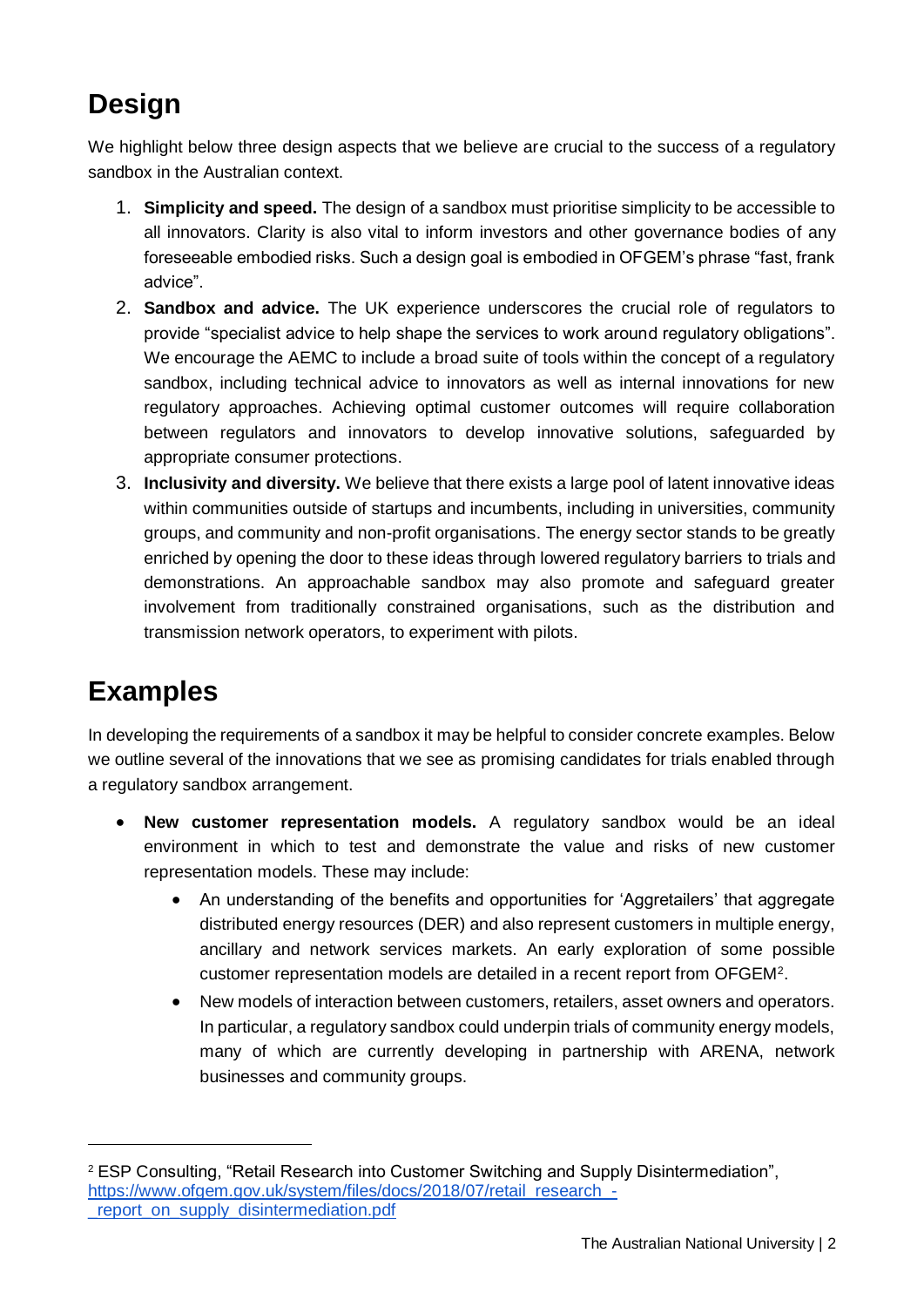## Design

We highlight below three design aspects that we believe are crucial to the success of a regulatory sandbox in the Australian context.

1. **Simplicity and speed.** The design of a sandbox must prioritise simplicity to be accessible to all innovators. Clarity is also vital to inform investors and other governance bodies of any foreseeable embodied risks. Such a design goal is embodied in OFGEM's phrase "fast, frank advice".
2. **Sandbox and advice.** The UK experience underscores the crucial role of regulators to provide "specialist advice to help shape the services to work around regulatory obligations". We encourage the AEMC to include a broad suite of tools within the concept of a regulatory sandbox, including technical advice to innovators as well as internal innovations for new regulatory approaches. Achieving optimal customer outcomes will require collaboration between regulators and innovators to develop innovative solutions, safeguarded by appropriate consumer protections.
3. **Inclusivity and diversity.** We believe that there exists a large pool of latent innovative ideas within communities outside of startups and incumbents, including in universities, community groups, and community and non-profit organisations. The energy sector stands to be greatly enriched by opening the door to these ideas through lowered regulatory barriers to trials and demonstrations. An approachable sandbox may also promote and safeguard greater involvement from traditionally constrained organisations, such as the distribution and transmission network operators, to experiment with pilots.

## Examples

In developing the requirements of a sandbox it may be helpful to consider concrete examples. Below we outline several of the innovations that we see as promising candidates for trials enabled through a regulatory sandbox arrangement.

- **New customer representation models.** A regulatory sandbox would be an ideal environment in which to test and demonstrate the value and risks of new customer representation models. These may include:
  - An understanding of the benefits and opportunities for 'Aggretailers' that aggregate distributed energy resources (DER) and also represent customers in multiple energy, ancillary and network services markets. An early exploration of some possible customer representation models are detailed in a recent report from OFGEM[2].
  - New models of interaction between customers, retailers, asset owners and operators. In particular, a regulatory sandbox could underpin trials of community energy models, many of which are currently developing in partnership with ARENA, network businesses and community groups.

---

[2] ESP Consulting, "Retail Research into Customer Switching and Supply Disintermediation", https://www.ofgem.gov.uk/system/files/docs/2018/07/retail_research_-_report_on_supply_disintermediation.pdf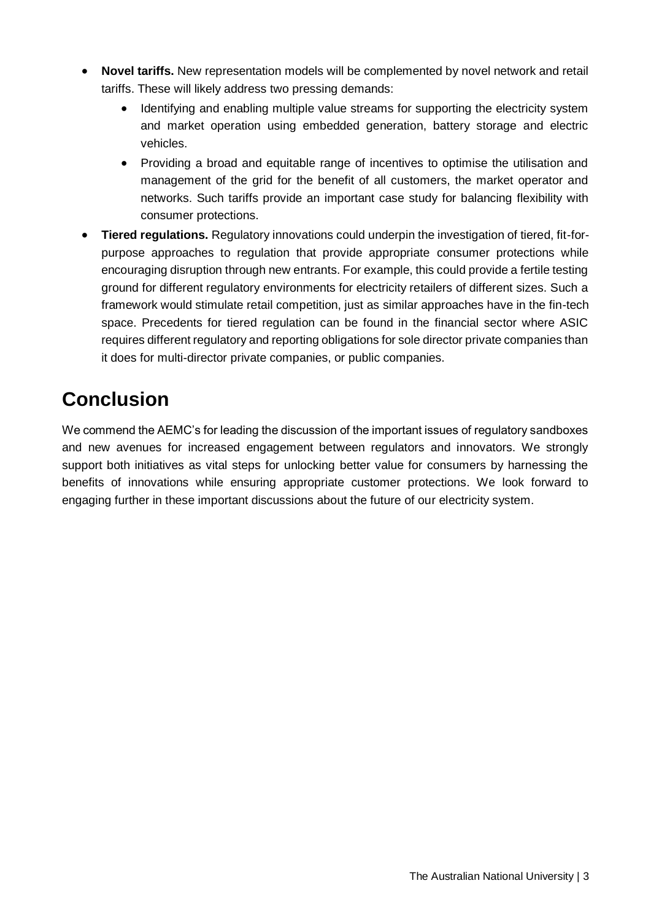- **Novel tariffs.** New representation models will be complemented by novel network and retail tariffs. These will likely address two pressing demands:
    - Identifying and enabling multiple value streams for supporting the electricity system and market operation using embedded generation, battery storage and electric vehicles.
    - Providing a broad and equitable range of incentives to optimise the utilisation and management of the grid for the benefit of all customers, the market operator and networks. Such tariffs provide an important case study for balancing flexibility with consumer protections.
- **Tiered regulations.** Regulatory innovations could underpin the investigation of tiered, fit-for-purpose approaches to regulation that provide appropriate consumer protections while encouraging disruption through new entrants. For example, this could provide a fertile testing ground for different regulatory environments for electricity retailers of different sizes. Such a framework would stimulate retail competition, just as similar approaches have in the fin-tech space. Precedents for tiered regulation can be found in the financial sector where ASIC requires different regulatory and reporting obligations for sole director private companies than it does for multi-director private companies, or public companies.

# Conclusion

We commend the AEMC's for leading the discussion of the important issues of regulatory sandboxes and new avenues for increased engagement between regulators and innovators. We strongly support both initiatives as vital steps for unlocking better value for consumers by harnessing the benefits of innovations while ensuring appropriate customer protections. We look forward to engaging further in these important discussions about the future of our electricity system.